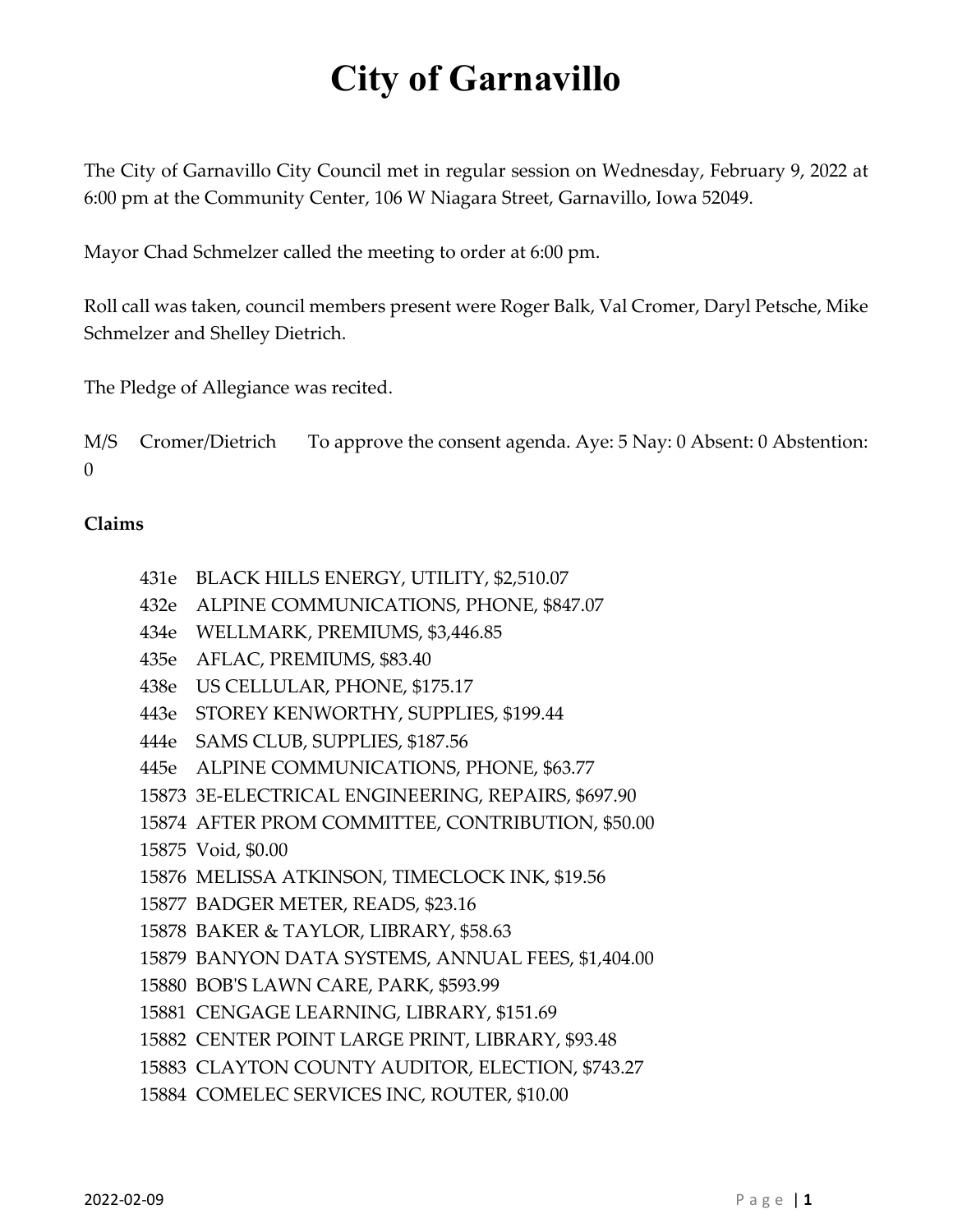# City of Garnavillo

The City of Garnavillo City Council met in regular session on Wednesday, February 9, 2022 at 6:00 pm at the Community Center, 106 W Niagara Street, Garnavillo, Iowa 52049.

Mayor Chad Schmelzer called the meeting to order at 6:00 pm.

Roll call was taken, council members present were Roger Balk, Val Cromer, Daryl Petsche, Mike Schmelzer and Shelley Dietrich.

The Pledge of Allegiance was recited.

M/S Cromer/Dietrich To approve the consent agenda. Aye: 5 Nay: 0 Absent: 0 Abstention: 0

**Claims**

431e BLACK HILLS ENERGY, UTILITY, $2,510.07
432e ALPINE COMMUNICATIONS, PHONE, $847.07
434e WELLMARK, PREMIUMS, $3,446.85
435e AFLAC, PREMIUMS, $83.40
438e US CELLULAR, PHONE, $175.17
443e STOREY KENWORTHY, SUPPLIES, $199.44
444e SAMS CLUB, SUPPLIES, $187.56
445e ALPINE COMMUNICATIONS, PHONE, $63.77
15873 3E-ELECTRICAL ENGINEERING, REPAIRS, $697.90
15874 AFTER PROM COMMITTEE, CONTRIBUTION, $50.00
15875 Void, $0.00
15876 MELISSA ATKINSON, TIMECLOCK INK, $19.56
15877 BADGER METER, READS, $23.16
15878 BAKER & TAYLOR, LIBRARY, $58.63
15879 BANYON DATA SYSTEMS, ANNUAL FEES, $1,404.00
15880 BOB'S LAWN CARE, PARK, $593.99
15881 CENGAGE LEARNING, LIBRARY, $151.69
15882 CENTER POINT LARGE PRINT, LIBRARY, $93.48
15883 CLAYTON COUNTY AUDITOR, ELECTION, $743.27
15884 COMELEC SERVICES INC, ROUTER, $10.00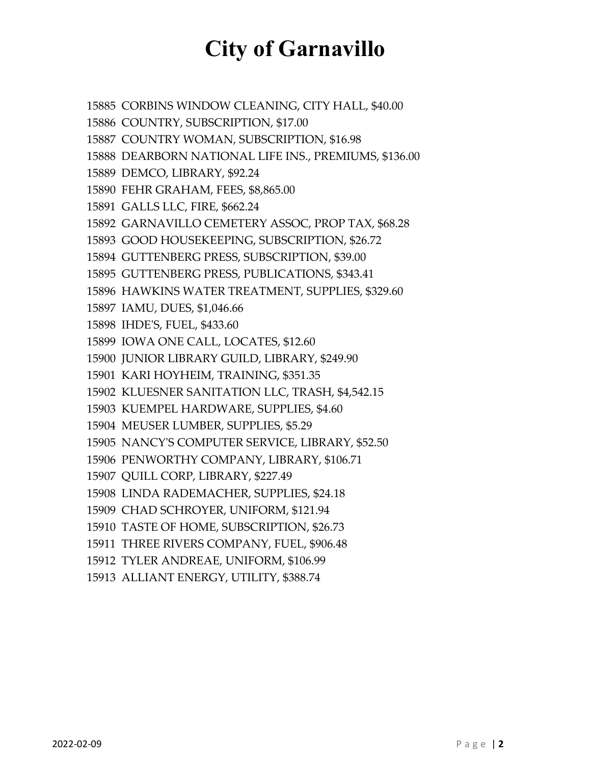# City of Garnavillo

15885 CORBINS WINDOW CLEANING, CITY HALL, $40.00
15886 COUNTRY, SUBSCRIPTION, $17.00
15887 COUNTRY WOMAN, SUBSCRIPTION, $16.98
15888 DEARBORN NATIONAL LIFE INS., PREMIUMS, $136.00
15889 DEMCO, LIBRARY, $92.24
15890 FEHR GRAHAM, FEES, $8,865.00
15891 GALLS LLC, FIRE, $662.24
15892 GARNAVILLO CEMETERY ASSOC, PROP TAX, $68.28
15893 GOOD HOUSEKEEPING, SUBSCRIPTION, $26.72
15894 GUTTENBERG PRESS, SUBSCRIPTION, $39.00
15895 GUTTENBERG PRESS, PUBLICATIONS, $343.41
15896 HAWKINS WATER TREATMENT, SUPPLIES, $329.60
15897 IAMU, DUES, $1,046.66
15898 IHDE'S, FUEL, $433.60
15899 IOWA ONE CALL, LOCATES, $12.60
15900 JUNIOR LIBRARY GUILD, LIBRARY, $249.90
15901 KARI HOYHEIM, TRAINING, $351.35
15902 KLUESNER SANITATION LLC, TRASH, $4,542.15
15903 KUEMPEL HARDWARE, SUPPLIES, $4.60
15904 MEUSER LUMBER, SUPPLIES, $5.29
15905 NANCY'S COMPUTER SERVICE, LIBRARY, $52.50
15906 PENWORTHY COMPANY, LIBRARY, $106.71
15907 QUILL CORP, LIBRARY, $227.49
15908 LINDA RADEMACHER, SUPPLIES, $24.18
15909 CHAD SCHROYER, UNIFORM, $121.94
15910 TASTE OF HOME, SUBSCRIPTION, $26.73
15911 THREE RIVERS COMPANY, FUEL, $906.48
15912 TYLER ANDREAE, UNIFORM, $106.99
15913 ALLIANT ENERGY, UTILITY, $388.74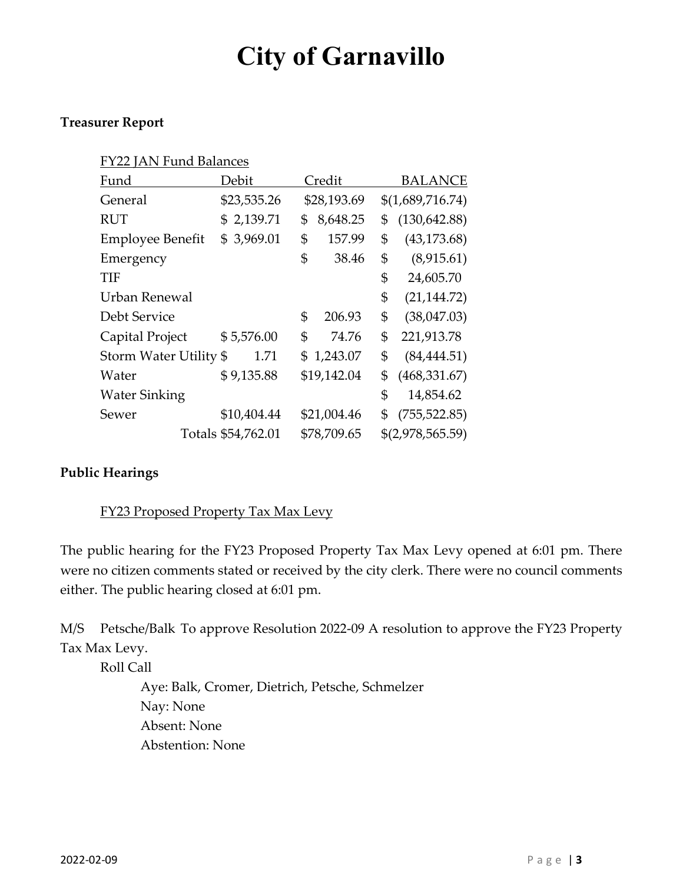# City of Garnavillo

**Treasurer Report**

FY22 JAN Fund Balances

| Fund | Debit | Credit | BALANCE |
|---|---|---|---|
| General | $23,535.26 | $28,193.69 | $(1,689,716.74) |
| RUT | $ 2,139.71 | $ 8,648.25 | $ (130,642.88) |
| Employee Benefit | $ 3,969.01 | $ 157.99 | $ (43,173.68) |
| Emergency | | $ 38.46 | $ (8,915.61) |
| TIF | | | $ 24,605.70 |
| Urban Renewal | | | $ (21,144.72) |
| Debt Service | | $ 206.93 | $ (38,047.03) |
| Capital Project | $ 5,576.00 | $ 74.76 | $ 221,913.78 |
| Storm Water Utility | $ 1.71 | $ 1,243.07 | $ (84,444.51) |
| Water | $ 9,135.88 | $19,142.04 | $ (468,331.67) |
| Water Sinking | | | $ 14,854.62 |
| Sewer | $10,404.44 | $21,004.46 | $ (755,522.85) |
| Totals | $54,762.01 | $78,709.65 | $(2,978,565.59) |

**Public Hearings**

FY23 Proposed Property Tax Max Levy

The public hearing for the FY23 Proposed Property Tax Max Levy opened at 6:01 pm. There were no citizen comments stated or received by the city clerk. There were no council comments either. The public hearing closed at 6:01 pm.

M/S Petsche/Balk To approve Resolution 2022-09 A resolution to approve the FY23 Property Tax Max Levy.

Roll Call

- Aye: Balk, Cromer, Dietrich, Petsche, Schmelzer
- Nay: None
- Absent: None
- Abstention: None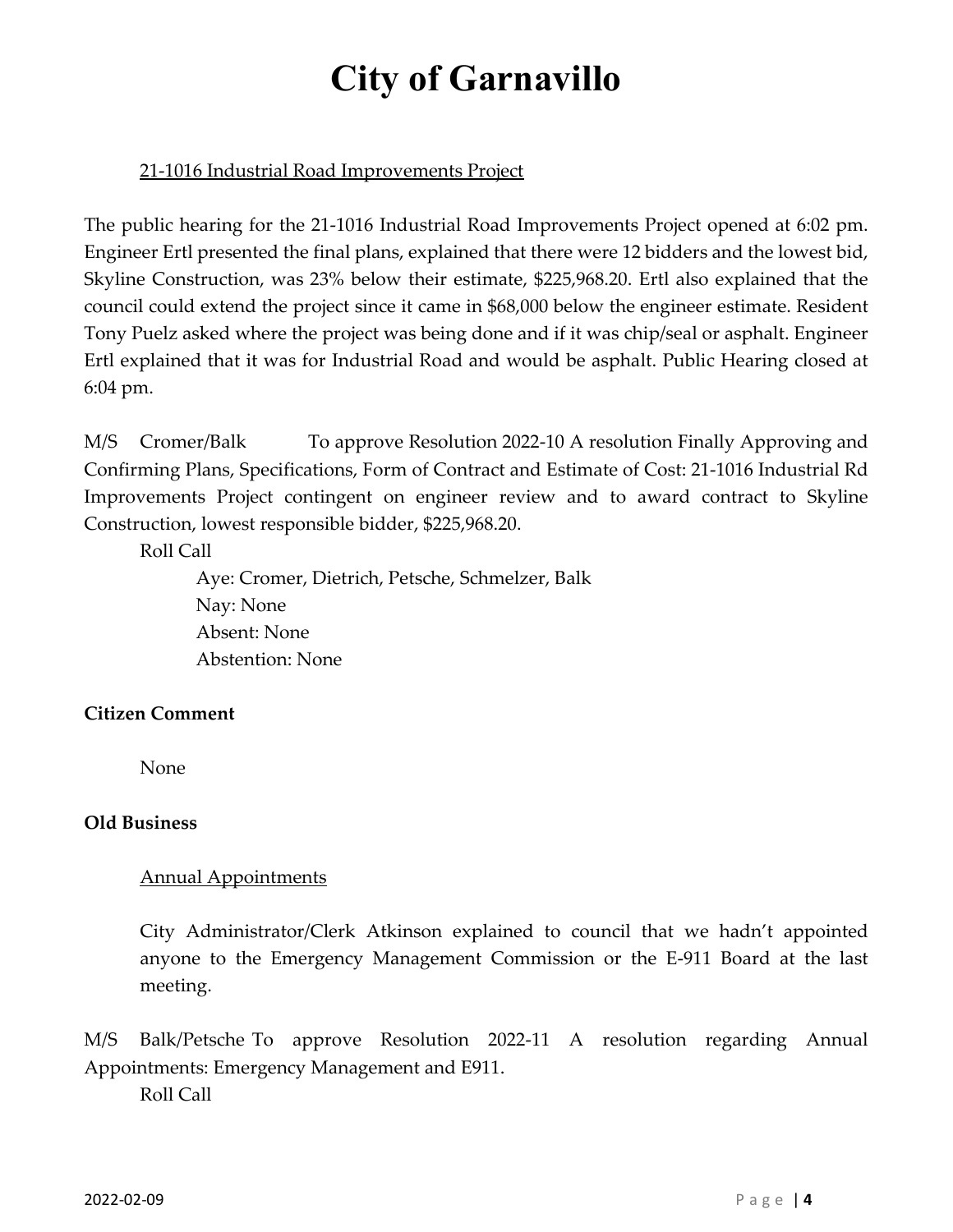# City of Garnavillo

21-1016 Industrial Road Improvements Project

The public hearing for the 21-1016 Industrial Road Improvements Project opened at 6:02 pm. Engineer Ertl presented the final plans, explained that there were 12 bidders and the lowest bid, Skyline Construction, was 23% below their estimate, $225,968.20. Ertl also explained that the council could extend the project since it came in $68,000 below the engineer estimate. Resident Tony Puelz asked where the project was being done and if it was chip/seal or asphalt. Engineer Ertl explained that it was for Industrial Road and would be asphalt. Public Hearing closed at 6:04 pm.

M/S Cromer/Balk To approve Resolution 2022-10 A resolution Finally Approving and Confirming Plans, Specifications, Form of Contract and Estimate of Cost: 21-1016 Industrial Rd Improvements Project contingent on engineer review and to award contract to Skyline Construction, lowest responsible bidder, $225,968.20.

Roll Call

Aye: Cromer, Dietrich, Petsche, Schmelzer, Balk
Nay: None
Absent: None
Abstention: None

**Citizen Comment**

None

**Old Business**

Annual Appointments

City Administrator/Clerk Atkinson explained to council that we hadn't appointed anyone to the Emergency Management Commission or the E-911 Board at the last meeting.

M/S Balk/Petsche To approve Resolution 2022-11 A resolution regarding Annual Appointments: Emergency Management and E911.

Roll Call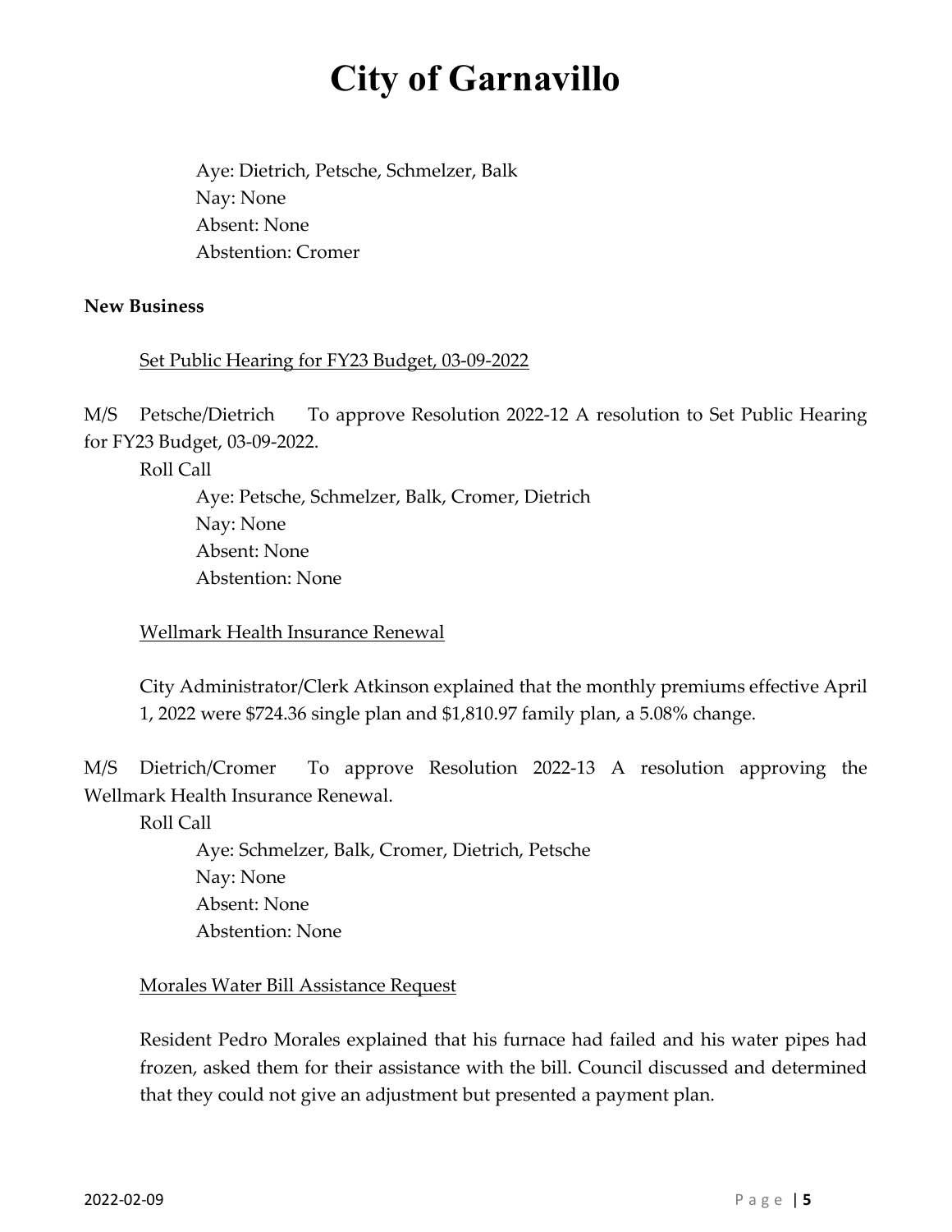# City of Garnavillo

Aye: Dietrich, Petsche, Schmelzer, Balk
Nay: None
Absent: None
Abstention: Cromer

**New Business**

Set Public Hearing for FY23 Budget, 03-09-2022

M/S Petsche/Dietrich To approve Resolution 2022-12 A resolution to Set Public Hearing for FY23 Budget, 03-09-2022.

Roll Call

Aye: Petsche, Schmelzer, Balk, Cromer, Dietrich
Nay: None
Absent: None
Abstention: None

Wellmark Health Insurance Renewal

City Administrator/Clerk Atkinson explained that the monthly premiums effective April 1, 2022 were $724.36 single plan and $1,810.97 family plan, a 5.08% change.

M/S Dietrich/Cromer To approve Resolution 2022-13 A resolution approving the Wellmark Health Insurance Renewal.

Roll Call

Aye: Schmelzer, Balk, Cromer, Dietrich, Petsche
Nay: None
Absent: None
Abstention: None

Morales Water Bill Assistance Request

Resident Pedro Morales explained that his furnace had failed and his water pipes had frozen, asked them for their assistance with the bill. Council discussed and determined that they could not give an adjustment but presented a payment plan.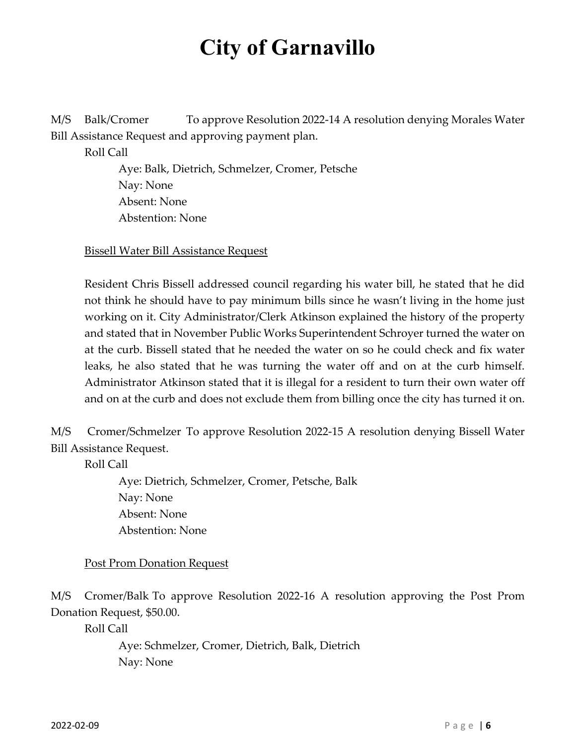# City of Garnavillo

M/S Balk/Cromer To approve Resolution 2022-14 A resolution denying Morales Water Bill Assistance Request and approving payment plan.

Roll Call

Aye: Balk, Dietrich, Schmelzer, Cromer, Petsche
Nay: None
Absent: None
Abstention: None

<u>Bissell Water Bill Assistance Request</u>

Resident Chris Bissell addressed council regarding his water bill, he stated that he did not think he should have to pay minimum bills since he wasn't living in the home just working on it. City Administrator/Clerk Atkinson explained the history of the property and stated that in November Public Works Superintendent Schroyer turned the water on at the curb. Bissell stated that he needed the water on so he could check and fix water leaks, he also stated that he was turning the water off and on at the curb himself. Administrator Atkinson stated that it is illegal for a resident to turn their own water off and on at the curb and does not exclude them from billing once the city has turned it on.

M/S Cromer/Schmelzer To approve Resolution 2022-15 A resolution denying Bissell Water Bill Assistance Request.

Roll Call

Aye: Dietrich, Schmelzer, Cromer, Petsche, Balk
Nay: None
Absent: None
Abstention: None

<u>Post Prom Donation Request</u>

M/S Cromer/Balk To approve Resolution 2022-16 A resolution approving the Post Prom Donation Request, $50.00.

Roll Call

Aye: Schmelzer, Cromer, Dietrich, Balk, Dietrich
Nay: None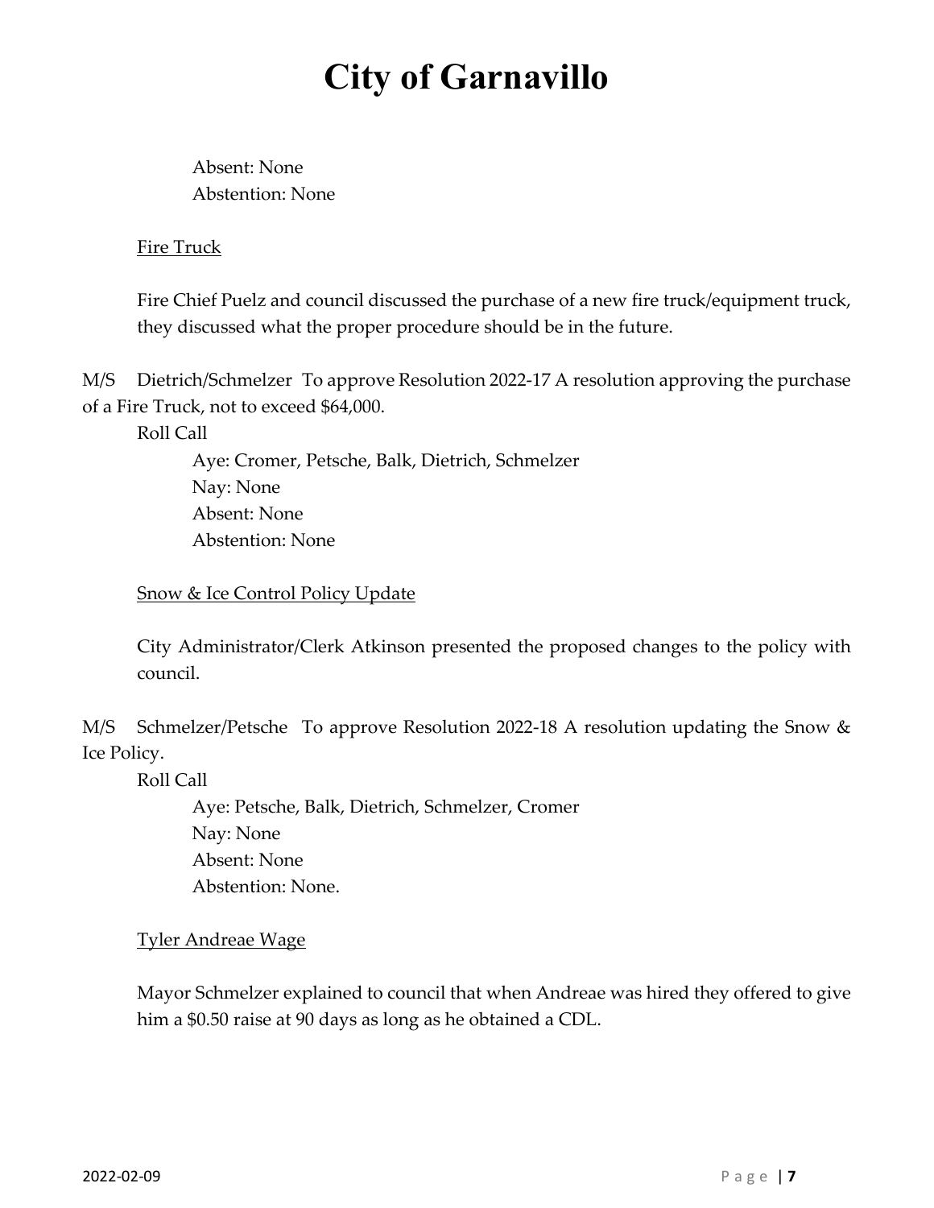# City of Garnavillo

Absent: None
Abstention: None

Fire Truck

Fire Chief Puelz and council discussed the purchase of a new fire truck/equipment truck, they discussed what the proper procedure should be in the future.

M/S Dietrich/Schmelzer To approve Resolution 2022-17 A resolution approving the purchase of a Fire Truck, not to exceed $64,000.

Roll Call
Aye: Cromer, Petsche, Balk, Dietrich, Schmelzer
Nay: None
Absent: None
Abstention: None

Snow & Ice Control Policy Update

City Administrator/Clerk Atkinson presented the proposed changes to the policy with council.

M/S Schmelzer/Petsche To approve Resolution 2022-18 A resolution updating the Snow & Ice Policy.

Roll Call
Aye: Petsche, Balk, Dietrich, Schmelzer, Cromer
Nay: None
Absent: None
Abstention: None.

Tyler Andreae Wage

Mayor Schmelzer explained to council that when Andreae was hired they offered to give him a $0.50 raise at 90 days as long as he obtained a CDL.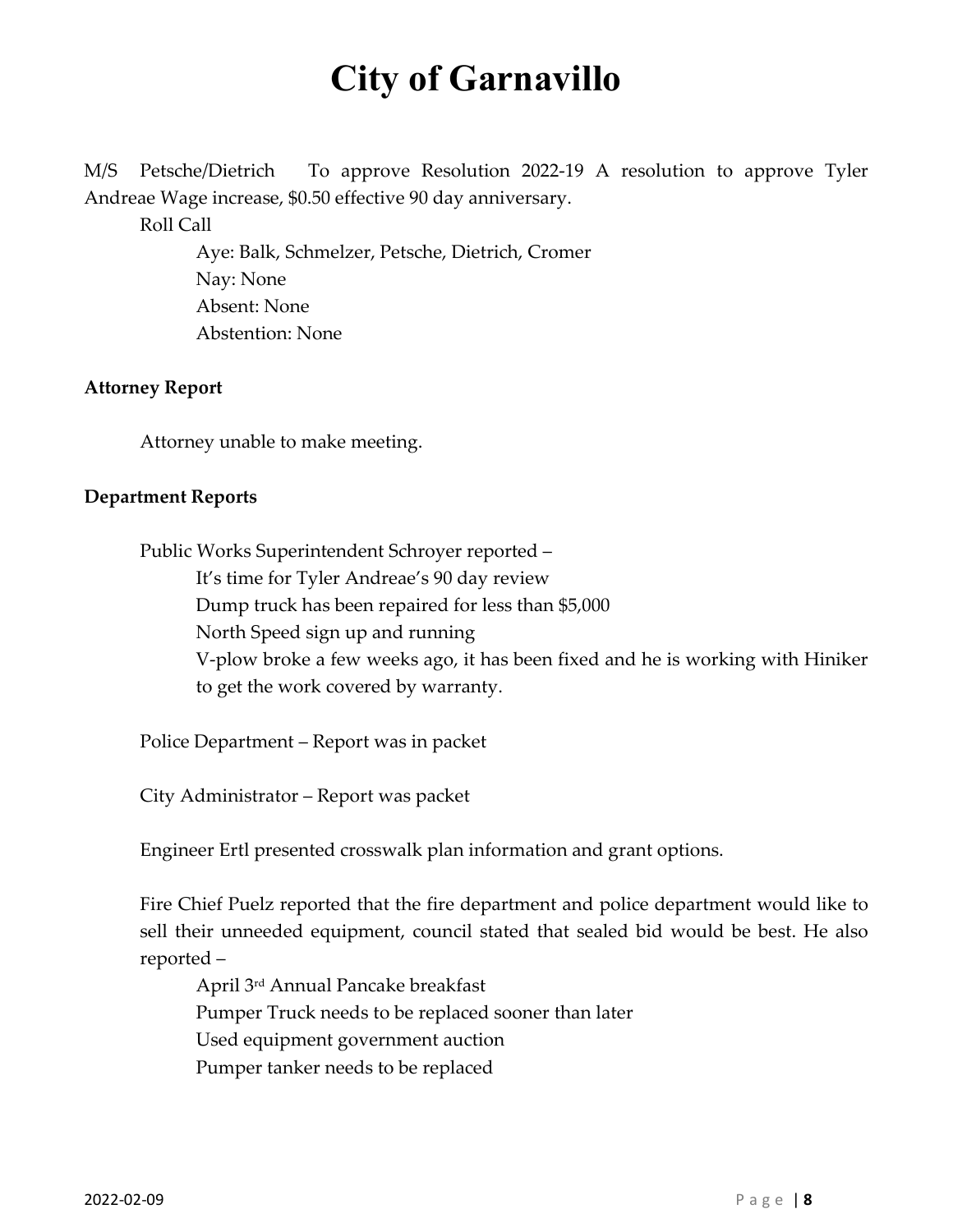# City of Garnavillo

M/S Petsche/Dietrich To approve Resolution 2022-19 A resolution to approve Tyler Andreae Wage increase, $0.50 effective 90 day anniversary.

Roll Call

- Aye: Balk, Schmelzer, Petsche, Dietrich, Cromer
- Nay: None
- Absent: None
- Abstention: None

**Attorney Report**

Attorney unable to make meeting.

**Department Reports**

Public Works Superintendent Schroyer reported –

- It's time for Tyler Andreae's 90 day review
- Dump truck has been repaired for less than $5,000
- North Speed sign up and running
- V-plow broke a few weeks ago, it has been fixed and he is working with Hiniker to get the work covered by warranty.

Police Department – Report was in packet

City Administrator – Report was packet

Engineer Ertl presented crosswalk plan information and grant options.

Fire Chief Puelz reported that the fire department and police department would like to sell their unneeded equipment, council stated that sealed bid would be best. He also reported –

- April 3rd Annual Pancake breakfast
- Pumper Truck needs to be replaced sooner than later
- Used equipment government auction
- Pumper tanker needs to be replaced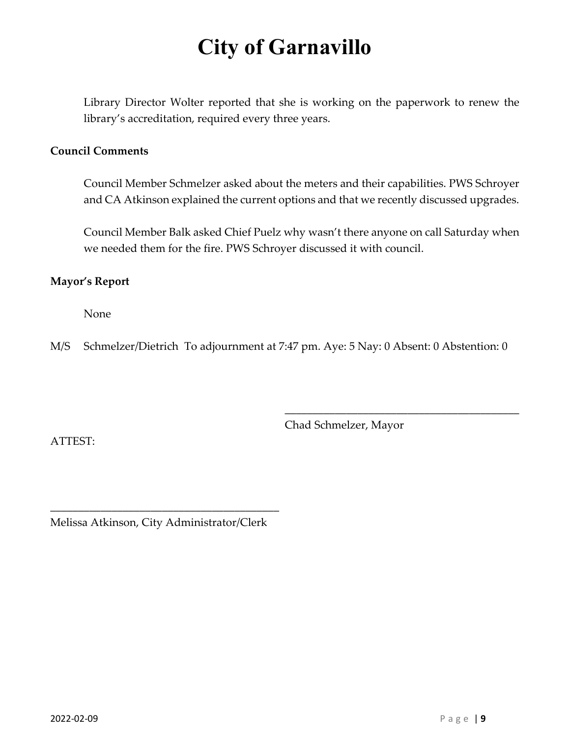# City of Garnavillo

Library Director Wolter reported that she is working on the paperwork to renew the library's accreditation, required every three years.

**Council Comments**

Council Member Schmelzer asked about the meters and their capabilities. PWS Schroyer and CA Atkinson explained the current options and that we recently discussed upgrades.

Council Member Balk asked Chief Puelz why wasn't there anyone on call Saturday when we needed them for the fire. PWS Schroyer discussed it with council.

**Mayor's Report**

None

M/S Schmelzer/Dietrich To adjournment at 7:47 pm. Aye: 5 Nay: 0 Absent: 0 Abstention: 0

\_\_\_\_\_\_\_\_\_\_\_\_\_\_\_\_\_\_\_\_\_\_\_\_\_\_\_\_\_\_\_\_\_\_\_\_\_\_\_\_\_\_

Chad Schmelzer, Mayor

ATTEST:

\_\_\_\_\_\_\_\_\_\_\_\_\_\_\_\_\_\_\_\_\_\_\_\_\_\_\_\_\_\_\_\_\_\_\_\_\_\_\_\_\_\_

Melissa Atkinson, City Administrator/Clerk